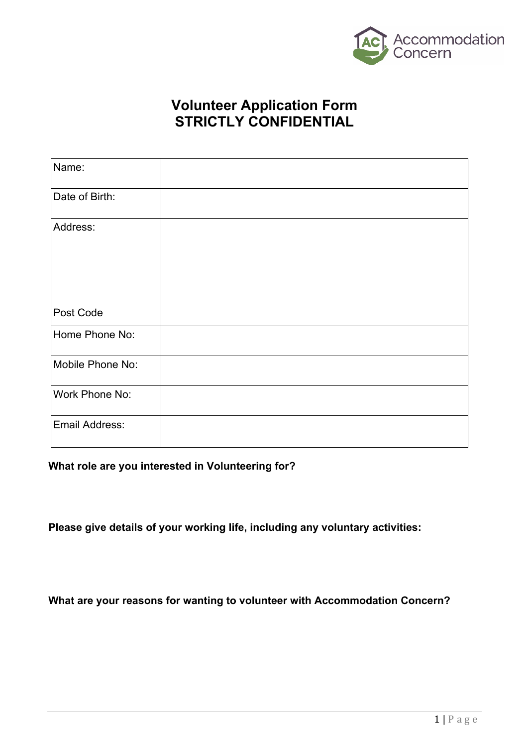Accommodation Concern

# Volunteer Application Form
# STRICTLY CONFIDENTIAL

| Name: | |
|---|---|
| Date of Birth: | |
| Address:<br><br><br><br>Post Code | |
| Home Phone No: | |
| Mobile Phone No: | |
| Work Phone No: | |
| Email Address: | |

**What role are you interested in Volunteering for?**

**Please give details of your working life, including any voluntary activities:**

**What are your reasons for wanting to volunteer with Accommodation Concern?**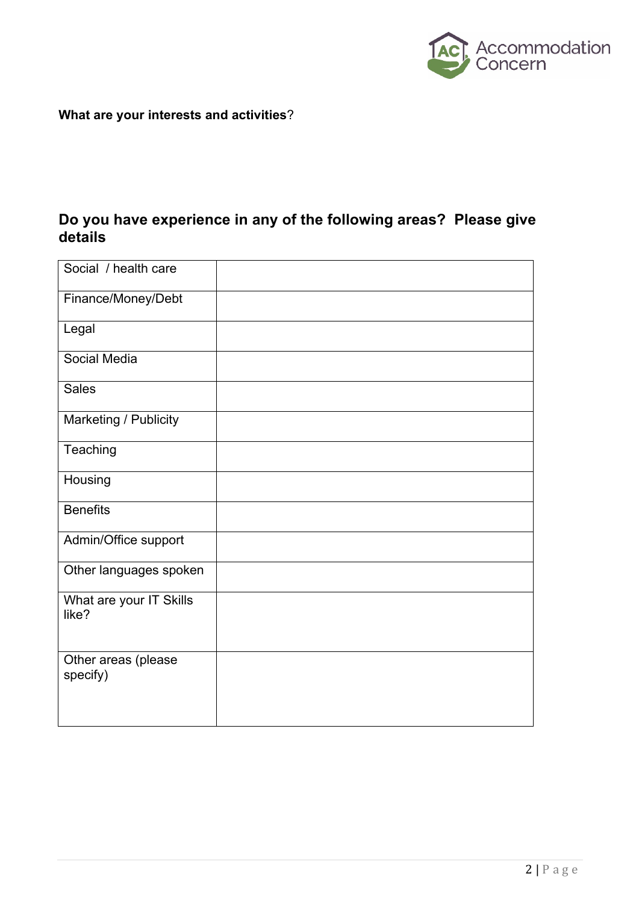**What are your interests and activities**?

## Do you have experience in any of the following areas? Please give details

| | |
|---|---|
| Social / health care | |
| Finance/Money/Debt | |
| Legal | |
| Social Media | |
| Sales | |
| Marketing / Publicity | |
| Teaching | |
| Housing | |
| Benefits | |
| Admin/Office support | |
| Other languages spoken | |
| What are your IT Skills like? | |
| Other areas (please specify) | |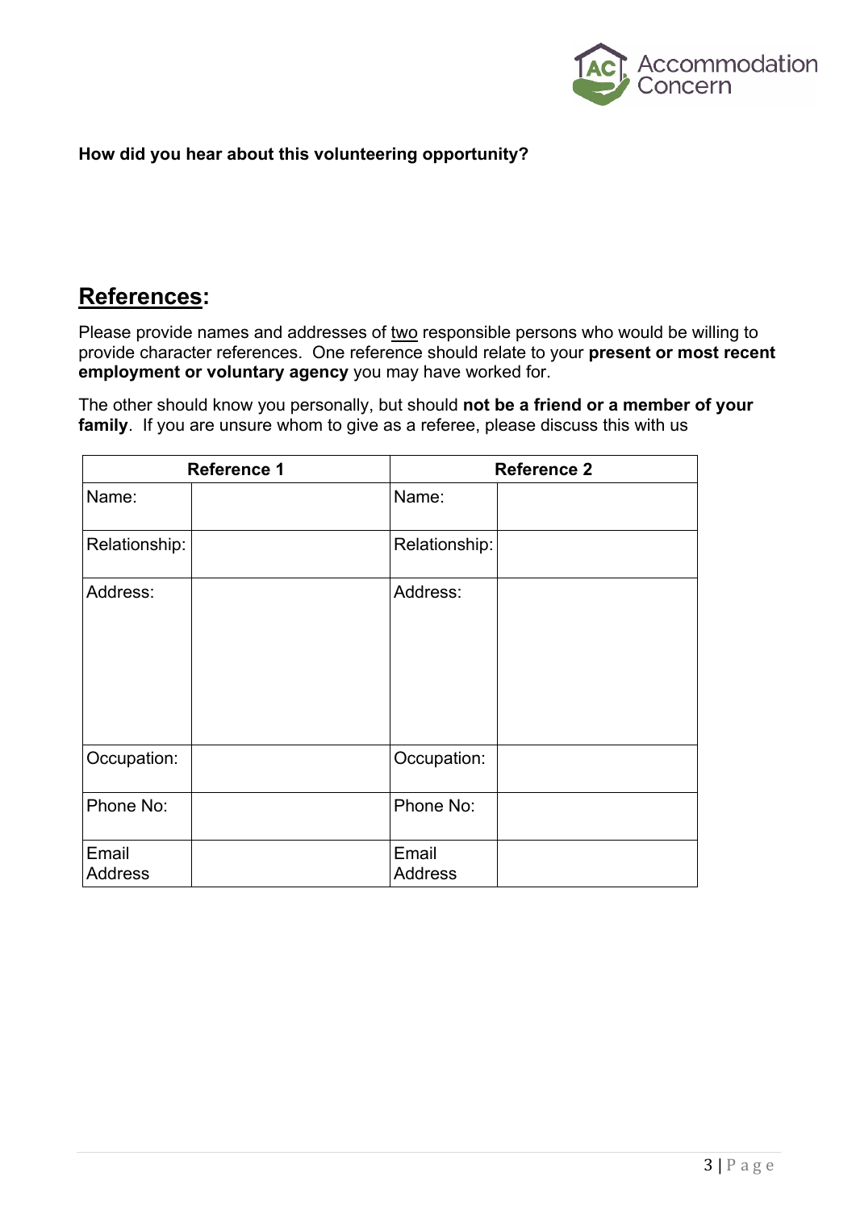**How did you hear about this volunteering opportunity?**

## References:

Please provide names and addresses of two responsible persons who would be willing to provide character references. One reference should relate to your **present or most recent employment or voluntary agency** you may have worked for.

The other should know you personally, but should **not be a friend or a member of your family**. If you are unsure whom to give as a referee, please discuss this with us

| Reference 1 | | Reference 2 | |
|---|---|---|---|
| Name: | | Name: | |
| Relationship: | | Relationship: | |
| Address: | | Address: | |
| Occupation: | | Occupation: | |
| Phone No: | | Phone No: | |
| Email Address | | Email Address | |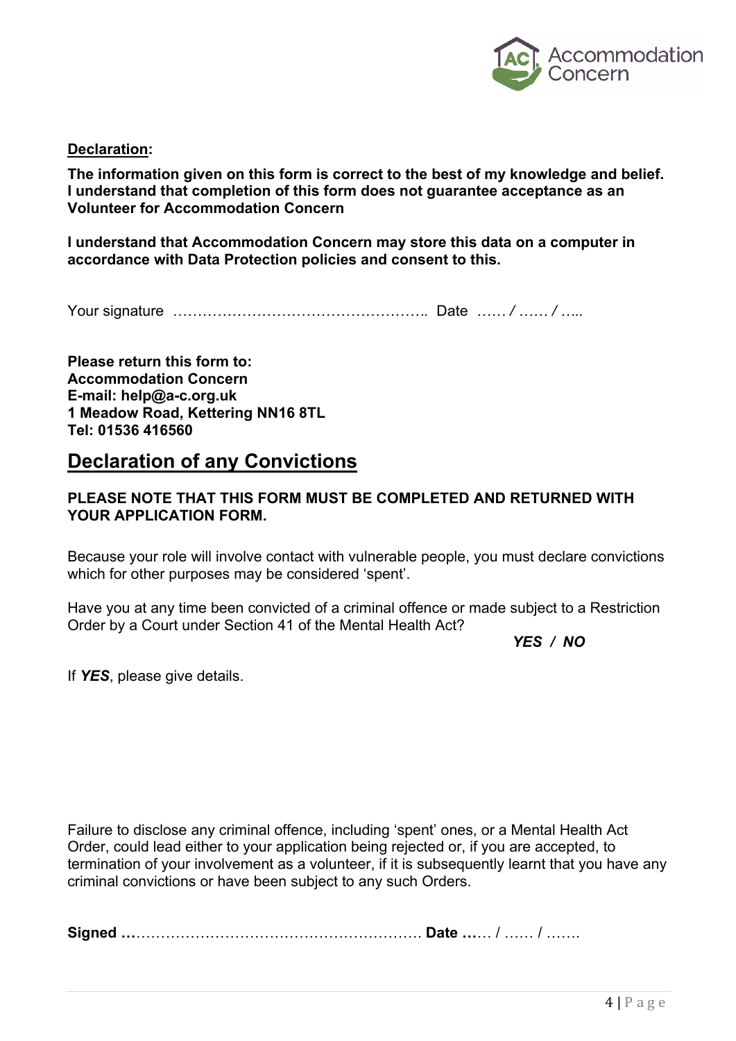**Declaration:**

**The information given on this form is correct to the best of my knowledge and belief. I understand that completion of this form does not guarantee acceptance as an Volunteer for Accommodation Concern**

**I understand that Accommodation Concern may store this data on a computer in accordance with Data Protection policies and consent to this.**

Your signature …………………………………………….. Date …… / …… / …..

**Please return this form to:**
**Accommodation Concern**
**E-mail: help@a-c.org.uk**
**1 Meadow Road, Kettering NN16 8TL**
**Tel: 01536 416560**

## Declaration of any Convictions

**PLEASE NOTE THAT THIS FORM MUST BE COMPLETED AND RETURNED WITH YOUR APPLICATION FORM.**

Because your role will involve contact with vulnerable people, you must declare convictions which for other purposes may be considered 'spent'.

Have you at any time been convicted of a criminal offence or made subject to a Restriction Order by a Court under Section 41 of the Mental Health Act?

***YES / NO***

If ***YES***, please give details.

Failure to disclose any criminal offence, including 'spent' ones, or a Mental Health Act Order, could lead either to your application being rejected or, if you are accepted, to termination of your involvement as a volunteer, if it is subsequently learnt that you have any criminal convictions or have been subject to any such Orders.

**Signed** …………………………………………………… **Date** …… / …… / …….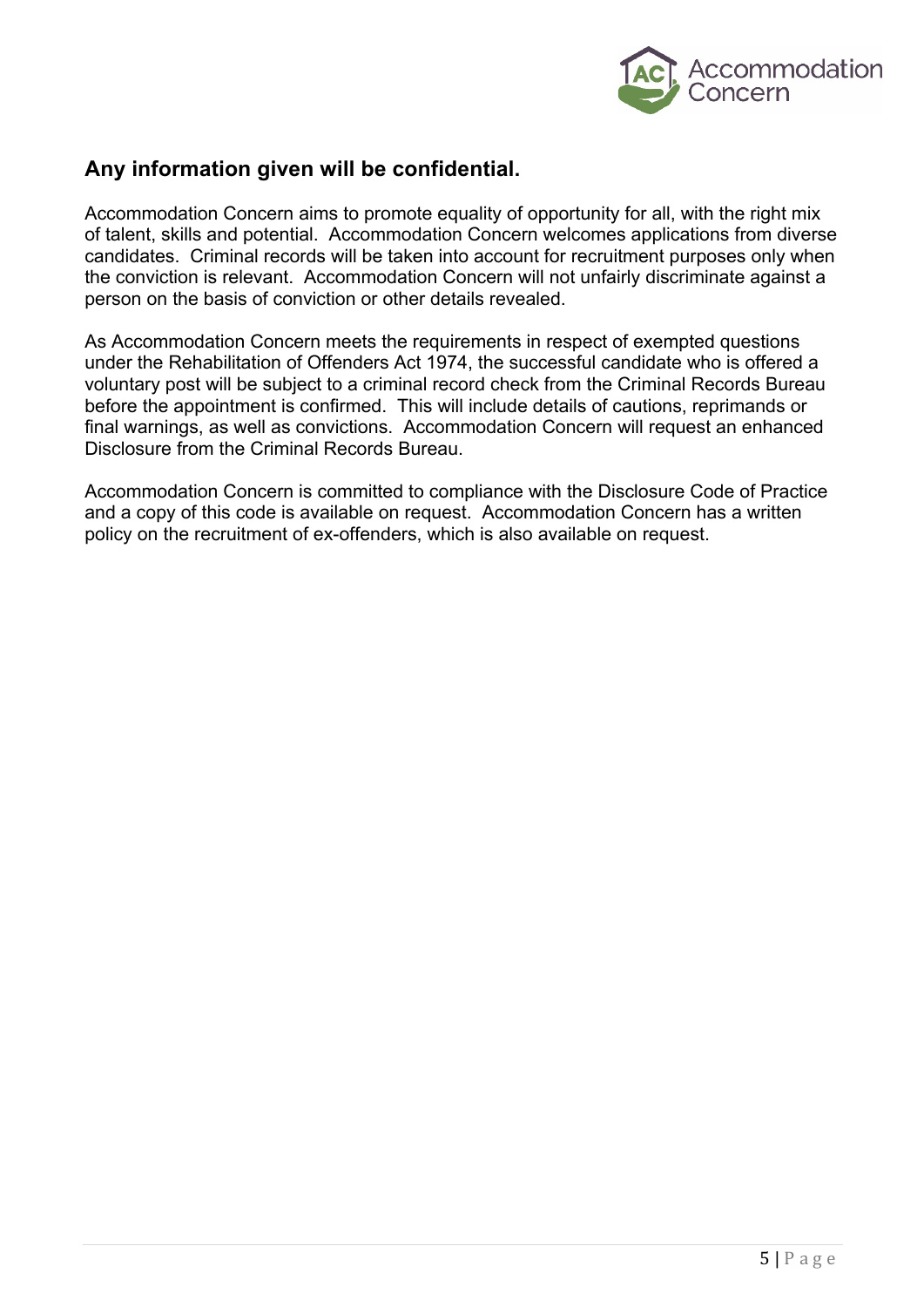## Any information given will be confidential.

Accommodation Concern aims to promote equality of opportunity for all, with the right mix of talent, skills and potential. Accommodation Concern welcomes applications from diverse candidates. Criminal records will be taken into account for recruitment purposes only when the conviction is relevant. Accommodation Concern will not unfairly discriminate against a person on the basis of conviction or other details revealed.

As Accommodation Concern meets the requirements in respect of exempted questions under the Rehabilitation of Offenders Act 1974, the successful candidate who is offered a voluntary post will be subject to a criminal record check from the Criminal Records Bureau before the appointment is confirmed. This will include details of cautions, reprimands or final warnings, as well as convictions. Accommodation Concern will request an enhanced Disclosure from the Criminal Records Bureau.

Accommodation Concern is committed to compliance with the Disclosure Code of Practice and a copy of this code is available on request. Accommodation Concern has a written policy on the recruitment of ex-offenders, which is also available on request.